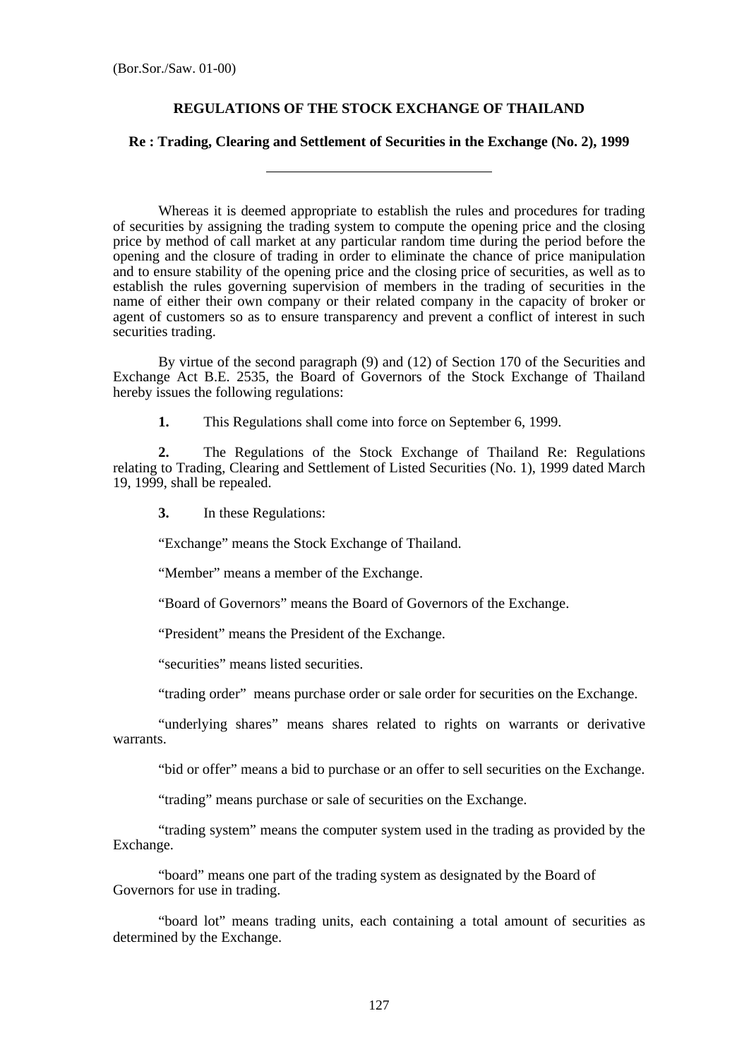(Bor.Sor./Saw. 01-00)

## REGULATIONS OF THE STOCK EXCHANGE OF THAILAND

### Re : Trading, Clearing and Settlement of Securities in the Exchange (No. 2), 1999

---

Whereas it is deemed appropriate to establish the rules and procedures for trading of securities by assigning the trading system to compute the opening price and the closing price by method of call market at any particular random time during the period before the opening and the closure of trading in order to eliminate the chance of price manipulation and to ensure stability of the opening price and the closing price of securities, as well as to establish the rules governing supervision of members in the trading of securities in the name of either their own company or their related company in the capacity of broker or agent of customers so as to ensure transparency and prevent a conflict of interest in such securities trading.

By virtue of the second paragraph (9) and (12) of Section 170 of the Securities and Exchange Act B.E. 2535, the Board of Governors of the Stock Exchange of Thailand hereby issues the following regulations:

**1.** This Regulations shall come into force on September 6, 1999.

**2.** The Regulations of the Stock Exchange of Thailand Re: Regulations relating to Trading, Clearing and Settlement of Listed Securities (No. 1), 1999 dated March 19, 1999, shall be repealed.

**3.** In these Regulations:

"Exchange" means the Stock Exchange of Thailand.

"Member" means a member of the Exchange.

"Board of Governors" means the Board of Governors of the Exchange.

"President" means the President of the Exchange.

"securities" means listed securities.

"trading order" means purchase order or sale order for securities on the Exchange.

"underlying shares" means shares related to rights on warrants or derivative warrants.

"bid or offer" means a bid to purchase or an offer to sell securities on the Exchange.

"trading" means purchase or sale of securities on the Exchange.

"trading system" means the computer system used in the trading as provided by the Exchange.

"board" means one part of the trading system as designated by the Board of Governors for use in trading.

"board lot" means trading units, each containing a total amount of securities as determined by the Exchange.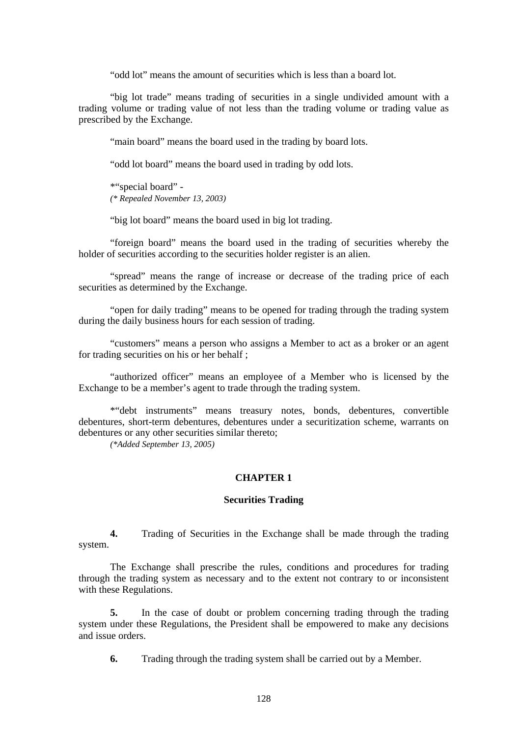“odd lot” means the amount of securities which is less than a board lot.

“big lot trade” means trading of securities in a single undivided amount with a trading volume or trading value of not less than the trading volume or trading value as prescribed by the Exchange.

“main board” means the board used in the trading by board lots.

“odd lot board” means the board used in trading by odd lots.

*“special board” -
*(* Repealed November 13, 2003)*

“big lot board” means the board used in big lot trading.

“foreign board” means the board used in the trading of securities whereby the holder of securities according to the securities holder register is an alien.

“spread” means the range of increase or decrease of the trading price of each securities as determined by the Exchange.

“open for daily trading” means to be opened for trading through the trading system during the daily business hours for each session of trading.

“customers” means a person who assigns a Member to act as a broker or an agent for trading securities on his or her behalf ;

“authorized officer” means an employee of a Member who is licensed by the Exchange to be a member’s agent to trade through the trading system.

*“debt instruments” means treasury notes, bonds, debentures, convertible debentures, short-term debentures, debentures under a securitization scheme, warrants on debentures or any other securities similar thereto;
*(*Added September 13, 2005)*

## CHAPTER 1

### Securities Trading

**4.** Trading of Securities in the Exchange shall be made through the trading system.

The Exchange shall prescribe the rules, conditions and procedures for trading through the trading system as necessary and to the extent not contrary to or inconsistent with these Regulations.

**5.** In the case of doubt or problem concerning trading through the trading system under these Regulations, the President shall be empowered to make any decisions and issue orders.

**6.** Trading through the trading system shall be carried out by a Member.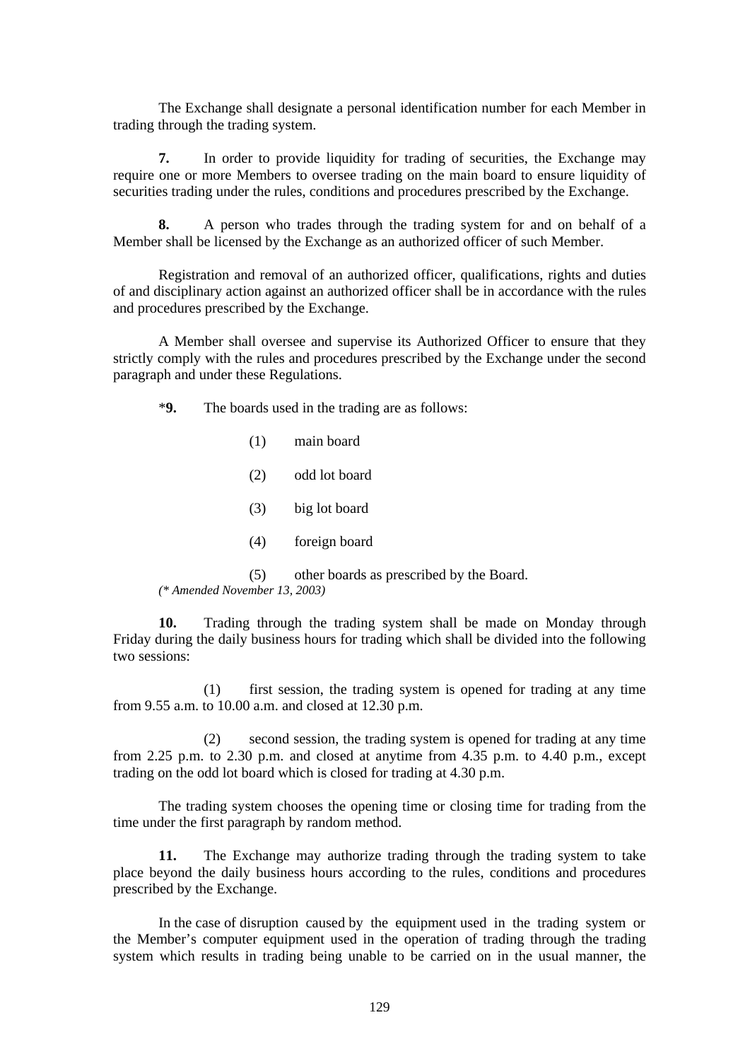The Exchange shall designate a personal identification number for each Member in trading through the trading system.

**7.** In order to provide liquidity for trading of securities, the Exchange may require one or more Members to oversee trading on the main board to ensure liquidity of securities trading under the rules, conditions and procedures prescribed by the Exchange.

**8.** A person who trades through the trading system for and on behalf of a Member shall be licensed by the Exchange as an authorized officer of such Member.

Registration and removal of an authorized officer, qualifications, rights and duties of and disciplinary action against an authorized officer shall be in accordance with the rules and procedures prescribed by the Exchange.

A Member shall oversee and supervise its Authorized Officer to ensure that they strictly comply with the rules and procedures prescribed by the Exchange under the second paragraph and under these Regulations.

*__9.__ The boards used in the trading are as follows:

(1) main board

(2) odd lot board

(3) big lot board

(4) foreign board

(5) other boards as prescribed by the Board.

*(* Amended November 13, 2003)*

**10.** Trading through the trading system shall be made on Monday through Friday during the daily business hours for trading which shall be divided into the following two sessions:

(1) first session, the trading system is opened for trading at any time from 9.55 a.m. to 10.00 a.m. and closed at 12.30 p.m.

(2) second session, the trading system is opened for trading at any time from 2.25 p.m. to 2.30 p.m. and closed at anytime from 4.35 p.m. to 4.40 p.m., except trading on the odd lot board which is closed for trading at 4.30 p.m.

The trading system chooses the opening time or closing time for trading from the time under the first paragraph by random method.

**11.** The Exchange may authorize trading through the trading system to take place beyond the daily business hours according to the rules, conditions and procedures prescribed by the Exchange.

In the case of disruption caused by the equipment used in the trading system or the Member's computer equipment used in the operation of trading through the trading system which results in trading being unable to be carried on in the usual manner, the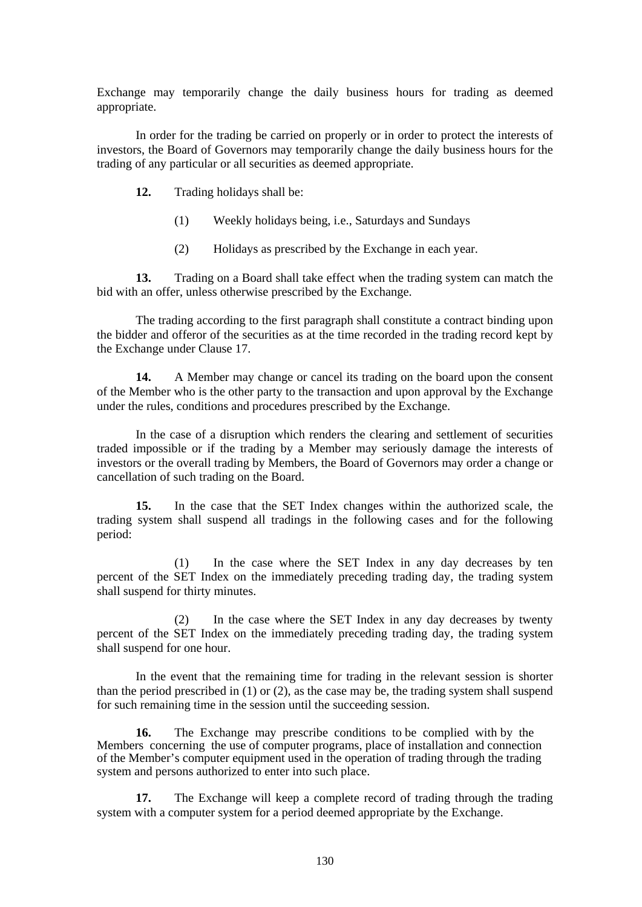Exchange may temporarily change the daily business hours for trading as deemed appropriate.

In order for the trading be carried on properly or in order to protect the interests of investors, the Board of Governors may temporarily change the daily business hours for the trading of any particular or all securities as deemed appropriate.

**12.** Trading holidays shall be:

(1) Weekly holidays being, i.e., Saturdays and Sundays

(2) Holidays as prescribed by the Exchange in each year.

**13.** Trading on a Board shall take effect when the trading system can match the bid with an offer, unless otherwise prescribed by the Exchange.

The trading according to the first paragraph shall constitute a contract binding upon the bidder and offeror of the securities as at the time recorded in the trading record kept by the Exchange under Clause 17.

**14.** A Member may change or cancel its trading on the board upon the consent of the Member who is the other party to the transaction and upon approval by the Exchange under the rules, conditions and procedures prescribed by the Exchange.

In the case of a disruption which renders the clearing and settlement of securities traded impossible or if the trading by a Member may seriously damage the interests of investors or the overall trading by Members, the Board of Governors may order a change or cancellation of such trading on the Board.

**15.** In the case that the SET Index changes within the authorized scale, the trading system shall suspend all tradings in the following cases and for the following period:

(1) In the case where the SET Index in any day decreases by ten percent of the SET Index on the immediately preceding trading day, the trading system shall suspend for thirty minutes.

(2) In the case where the SET Index in any day decreases by twenty percent of the SET Index on the immediately preceding trading day, the trading system shall suspend for one hour.

In the event that the remaining time for trading in the relevant session is shorter than the period prescribed in (1) or (2), as the case may be, the trading system shall suspend for such remaining time in the session until the succeeding session.

**16.** The Exchange may prescribe conditions to be complied with by the Members concerning the use of computer programs, place of installation and connection of the Member's computer equipment used in the operation of trading through the trading system and persons authorized to enter into such place.

**17.** The Exchange will keep a complete record of trading through the trading system with a computer system for a period deemed appropriate by the Exchange.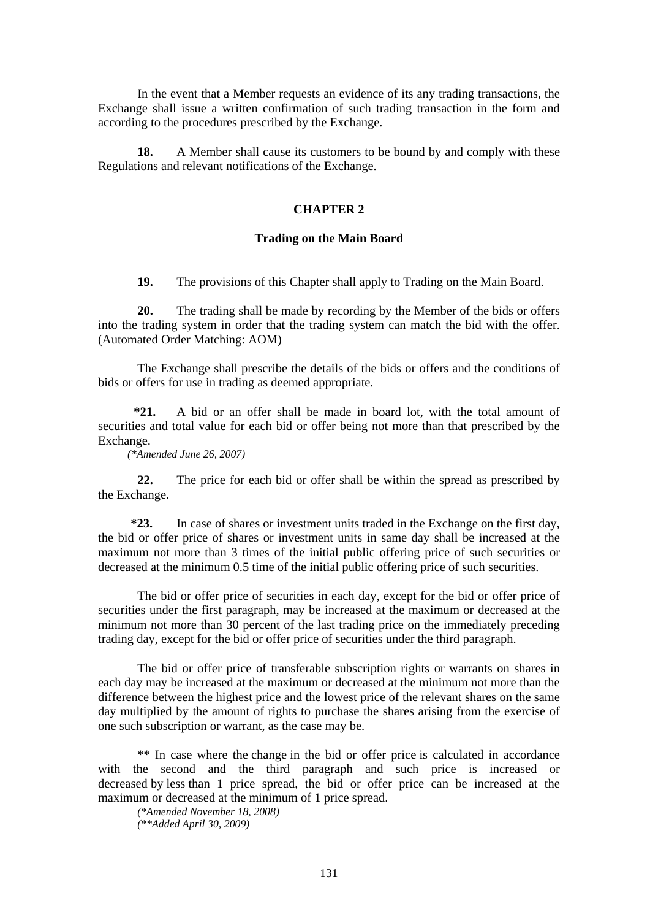In the event that a Member requests an evidence of its any trading transactions, the Exchange shall issue a written confirmation of such trading transaction in the form and according to the procedures prescribed by the Exchange.

**18.** A Member shall cause its customers to be bound by and comply with these Regulations and relevant notifications of the Exchange.

## CHAPTER 2

### Trading on the Main Board

**19.** The provisions of this Chapter shall apply to Trading on the Main Board.

**20.** The trading shall be made by recording by the Member of the bids or offers into the trading system in order that the trading system can match the bid with the offer. (Automated Order Matching: AOM)

The Exchange shall prescribe the details of the bids or offers and the conditions of bids or offers for use in trading as deemed appropriate.

***21.** A bid or an offer shall be made in board lot, with the total amount of securities and total value for each bid or offer being not more than that prescribed by the Exchange.

*(\*Amended June 26, 2007)*

**22.** The price for each bid or offer shall be within the spread as prescribed by the Exchange.

***23.** In case of shares or investment units traded in the Exchange on the first day, the bid or offer price of shares or investment units in same day shall be increased at the maximum not more than 3 times of the initial public offering price of such securities or decreased at the minimum 0.5 time of the initial public offering price of such securities.

The bid or offer price of securities in each day, except for the bid or offer price of securities under the first paragraph, may be increased at the maximum or decreased at the minimum not more than 30 percent of the last trading price on the immediately preceding trading day, except for the bid or offer price of securities under the third paragraph.

The bid or offer price of transferable subscription rights or warrants on shares in each day may be increased at the maximum or decreased at the minimum not more than the difference between the highest price and the lowest price of the relevant shares on the same day multiplied by the amount of rights to purchase the shares arising from the exercise of one such subscription or warrant, as the case may be.

** In case where the change in the bid or offer price is calculated in accordance with the second and the third paragraph and such price is increased or decreased by less than 1 price spread, the bid or offer price can be increased at the maximum or decreased at the minimum of 1 price spread.

*(\*Amended November 18, 2008)*

*(\*\*Added April 30, 2009)*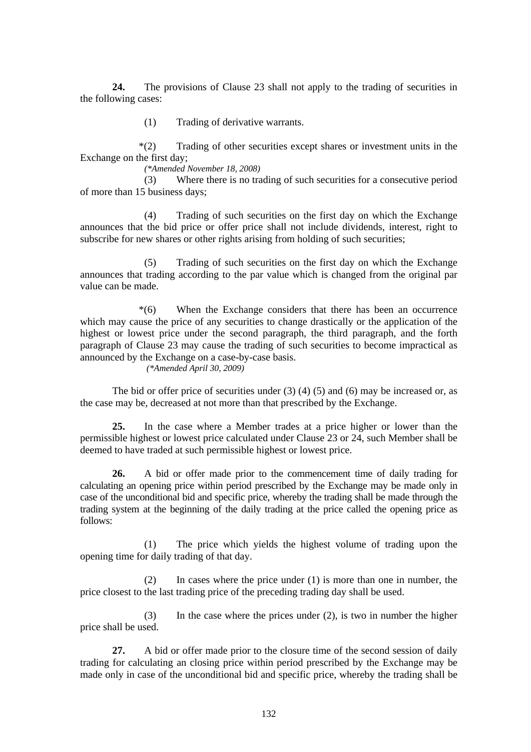**24.** The provisions of Clause 23 shall not apply to the trading of securities in the following cases:

(1) Trading of derivative warrants.

*(2) Trading of other securities except shares or investment units in the Exchange on the first day;

*(\*Amended November 18, 2008)*

(3) Where there is no trading of such securities for a consecutive period of more than 15 business days;

(4) Trading of such securities on the first day on which the Exchange announces that the bid price or offer price shall not include dividends, interest, right to subscribe for new shares or other rights arising from holding of such securities;

(5) Trading of such securities on the first day on which the Exchange announces that trading according to the par value which is changed from the original par value can be made.

*(6) When the Exchange considers that there has been an occurrence which may cause the price of any securities to change drastically or the application of the highest or lowest price under the second paragraph, the third paragraph, and the forth paragraph of Clause 23 may cause the trading of such securities to become impractical as announced by the Exchange on a case-by-case basis.

*(\*Amended April 30, 2009)*

The bid or offer price of securities under (3) (4) (5) and (6) may be increased or, as the case may be, decreased at not more than that prescribed by the Exchange.

**25.** In the case where a Member trades at a price higher or lower than the permissible highest or lowest price calculated under Clause 23 or 24, such Member shall be deemed to have traded at such permissible highest or lowest price.

**26.** A bid or offer made prior to the commencement time of daily trading for calculating an opening price within period prescribed by the Exchange may be made only in case of the unconditional bid and specific price, whereby the trading shall be made through the trading system at the beginning of the daily trading at the price called the opening price as follows:

(1) The price which yields the highest volume of trading upon the opening time for daily trading of that day.

(2) In cases where the price under (1) is more than one in number, the price closest to the last trading price of the preceding trading day shall be used.

(3) In the case where the prices under (2), is two in number the higher price shall be used.

**27.** A bid or offer made prior to the closure time of the second session of daily trading for calculating an closing price within period prescribed by the Exchange may be made only in case of the unconditional bid and specific price, whereby the trading shall be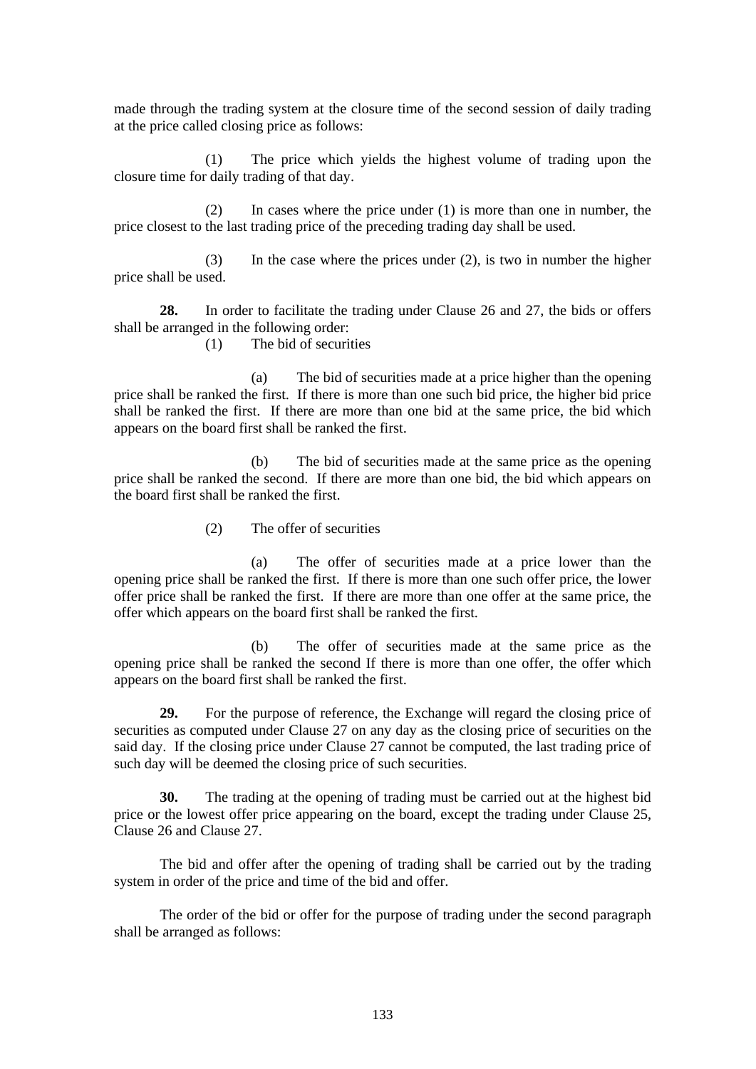made through the trading system at the closure time of the second session of daily trading at the price called closing price as follows:

(1) The price which yields the highest volume of trading upon the closure time for daily trading of that day.

(2) In cases where the price under (1) is more than one in number, the price closest to the last trading price of the preceding trading day shall be used.

(3) In the case where the prices under (2), is two in number the higher price shall be used.

**28.** In order to facilitate the trading under Clause 26 and 27, the bids or offers shall be arranged in the following order:

(1) The bid of securities

(a) The bid of securities made at a price higher than the opening price shall be ranked the first. If there is more than one such bid price, the higher bid price shall be ranked the first. If there are more than one bid at the same price, the bid which appears on the board first shall be ranked the first.

(b) The bid of securities made at the same price as the opening price shall be ranked the second. If there are more than one bid, the bid which appears on the board first shall be ranked the first.

(2) The offer of securities

(a) The offer of securities made at a price lower than the opening price shall be ranked the first. If there is more than one such offer price, the lower offer price shall be ranked the first. If there are more than one offer at the same price, the offer which appears on the board first shall be ranked the first.

(b) The offer of securities made at the same price as the opening price shall be ranked the second If there is more than one offer, the offer which appears on the board first shall be ranked the first.

**29.** For the purpose of reference, the Exchange will regard the closing price of securities as computed under Clause 27 on any day as the closing price of securities on the said day. If the closing price under Clause 27 cannot be computed, the last trading price of such day will be deemed the closing price of such securities.

**30.** The trading at the opening of trading must be carried out at the highest bid price or the lowest offer price appearing on the board, except the trading under Clause 25, Clause 26 and Clause 27.

The bid and offer after the opening of trading shall be carried out by the trading system in order of the price and time of the bid and offer.

The order of the bid or offer for the purpose of trading under the second paragraph shall be arranged as follows: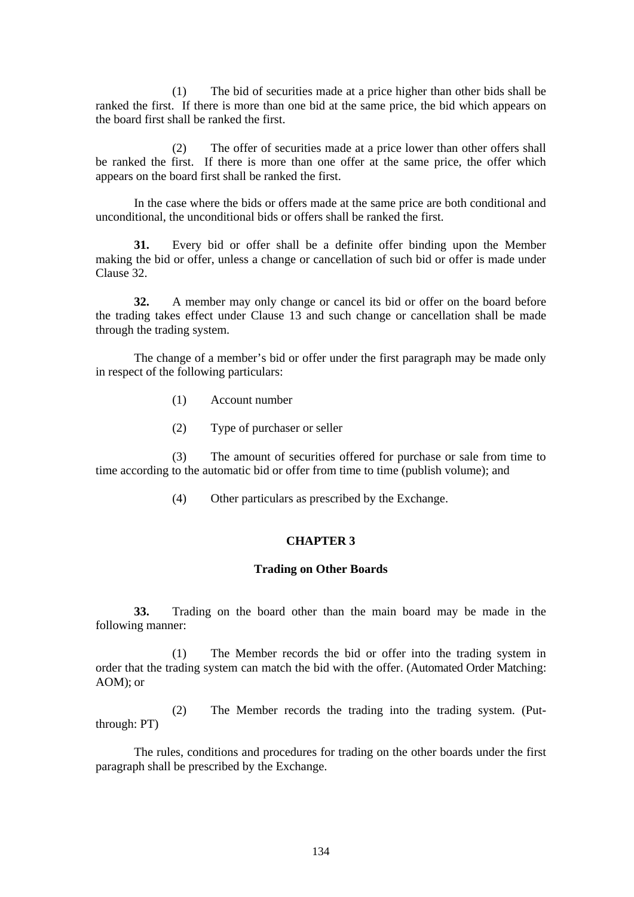(1) The bid of securities made at a price higher than other bids shall be ranked the first. If there is more than one bid at the same price, the bid which appears on the board first shall be ranked the first.

(2) The offer of securities made at a price lower than other offers shall be ranked the first. If there is more than one offer at the same price, the offer which appears on the board first shall be ranked the first.

In the case where the bids or offers made at the same price are both conditional and unconditional, the unconditional bids or offers shall be ranked the first.

**31.** Every bid or offer shall be a definite offer binding upon the Member making the bid or offer, unless a change or cancellation of such bid or offer is made under Clause 32.

**32.** A member may only change or cancel its bid or offer on the board before the trading takes effect under Clause 13 and such change or cancellation shall be made through the trading system.

The change of a member's bid or offer under the first paragraph may be made only in respect of the following particulars:

(1) Account number

(2) Type of purchaser or seller

(3) The amount of securities offered for purchase or sale from time to time according to the automatic bid or offer from time to time (publish volume); and

(4) Other particulars as prescribed by the Exchange.

## CHAPTER 3

### Trading on Other Boards

**33.** Trading on the board other than the main board may be made in the following manner:

(1) The Member records the bid or offer into the trading system in order that the trading system can match the bid with the offer. (Automated Order Matching: AOM); or

(2) The Member records the trading into the trading system. (Put-through: PT)

The rules, conditions and procedures for trading on the other boards under the first paragraph shall be prescribed by the Exchange.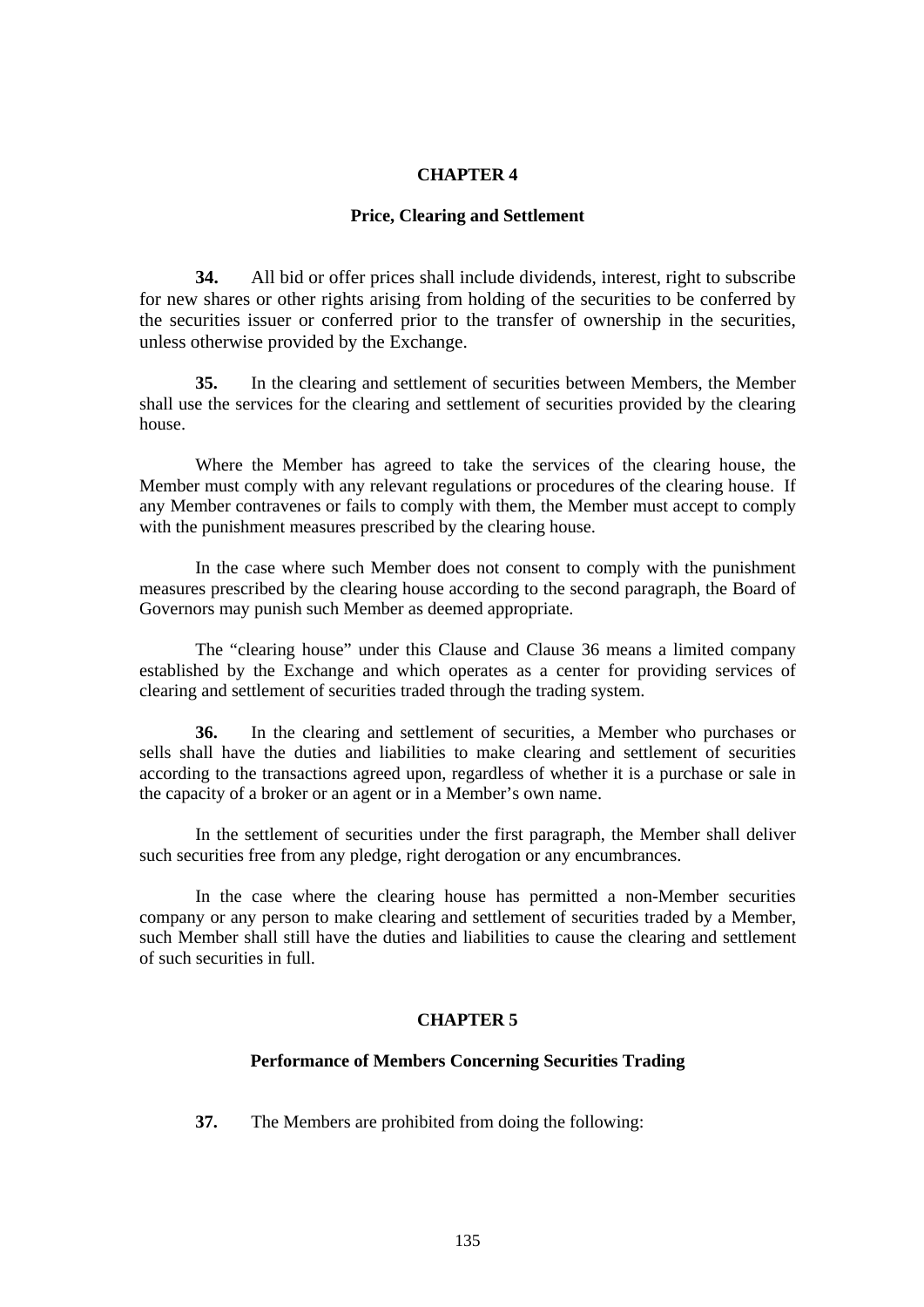## CHAPTER 4

### Price, Clearing and Settlement

**34.** All bid or offer prices shall include dividends, interest, right to subscribe for new shares or other rights arising from holding of the securities to be conferred by the securities issuer or conferred prior to the transfer of ownership in the securities, unless otherwise provided by the Exchange.

**35.** In the clearing and settlement of securities between Members, the Member shall use the services for the clearing and settlement of securities provided by the clearing house.

Where the Member has agreed to take the services of the clearing house, the Member must comply with any relevant regulations or procedures of the clearing house. If any Member contravenes or fails to comply with them, the Member must accept to comply with the punishment measures prescribed by the clearing house.

In the case where such Member does not consent to comply with the punishment measures prescribed by the clearing house according to the second paragraph, the Board of Governors may punish such Member as deemed appropriate.

The "clearing house" under this Clause and Clause 36 means a limited company established by the Exchange and which operates as a center for providing services of clearing and settlement of securities traded through the trading system.

**36.** In the clearing and settlement of securities, a Member who purchases or sells shall have the duties and liabilities to make clearing and settlement of securities according to the transactions agreed upon, regardless of whether it is a purchase or sale in the capacity of a broker or an agent or in a Member's own name.

In the settlement of securities under the first paragraph, the Member shall deliver such securities free from any pledge, right derogation or any encumbrances.

In the case where the clearing house has permitted a non-Member securities company or any person to make clearing and settlement of securities traded by a Member, such Member shall still have the duties and liabilities to cause the clearing and settlement of such securities in full.

## CHAPTER 5

### Performance of Members Concerning Securities Trading

**37.** The Members are prohibited from doing the following: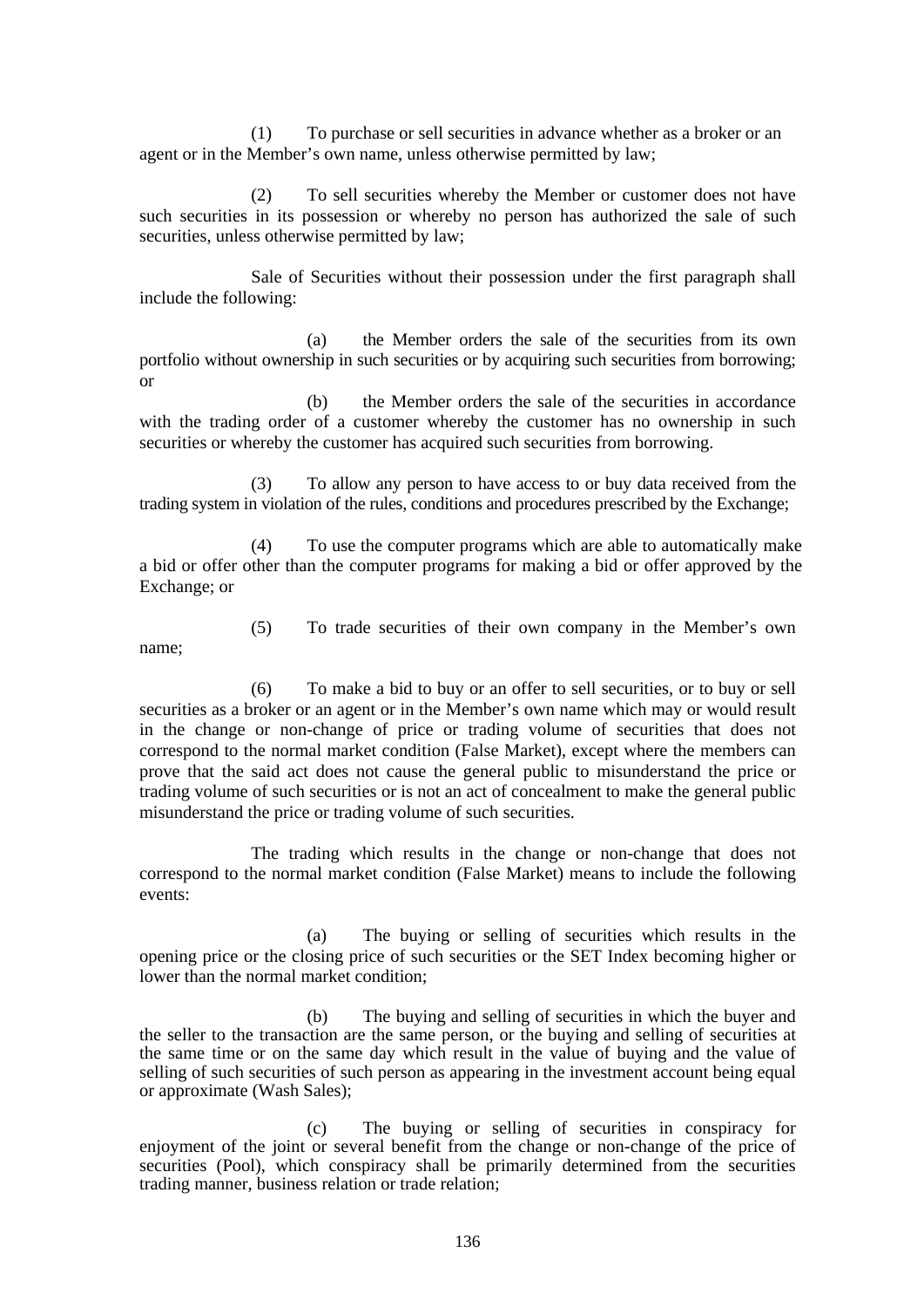(1) To purchase or sell securities in advance whether as a broker or an agent or in the Member's own name, unless otherwise permitted by law;

(2) To sell securities whereby the Member or customer does not have such securities in its possession or whereby no person has authorized the sale of such securities, unless otherwise permitted by law;

Sale of Securities without their possession under the first paragraph shall include the following:

(a) the Member orders the sale of the securities from its own portfolio without ownership in such securities or by acquiring such securities from borrowing; or

(b) the Member orders the sale of the securities in accordance with the trading order of a customer whereby the customer has no ownership in such securities or whereby the customer has acquired such securities from borrowing.

(3) To allow any person to have access to or buy data received from the trading system in violation of the rules, conditions and procedures prescribed by the Exchange;

(4) To use the computer programs which are able to automatically make a bid or offer other than the computer programs for making a bid or offer approved by the Exchange; or

(5) To trade securities of their own company in the Member's own name;

(6) To make a bid to buy or an offer to sell securities, or to buy or sell securities as a broker or an agent or in the Member's own name which may or would result in the change or non-change of price or trading volume of securities that does not correspond to the normal market condition (False Market), except where the members can prove that the said act does not cause the general public to misunderstand the price or trading volume of such securities or is not an act of concealment to make the general public misunderstand the price or trading volume of such securities.

The trading which results in the change or non-change that does not correspond to the normal market condition (False Market) means to include the following events:

(a) The buying or selling of securities which results in the opening price or the closing price of such securities or the SET Index becoming higher or lower than the normal market condition;

(b) The buying and selling of securities in which the buyer and the seller to the transaction are the same person, or the buying and selling of securities at the same time or on the same day which result in the value of buying and the value of selling of such securities of such person as appearing in the investment account being equal or approximate (Wash Sales);

(c) The buying or selling of securities in conspiracy for enjoyment of the joint or several benefit from the change or non-change of the price of securities (Pool), which conspiracy shall be primarily determined from the securities trading manner, business relation or trade relation;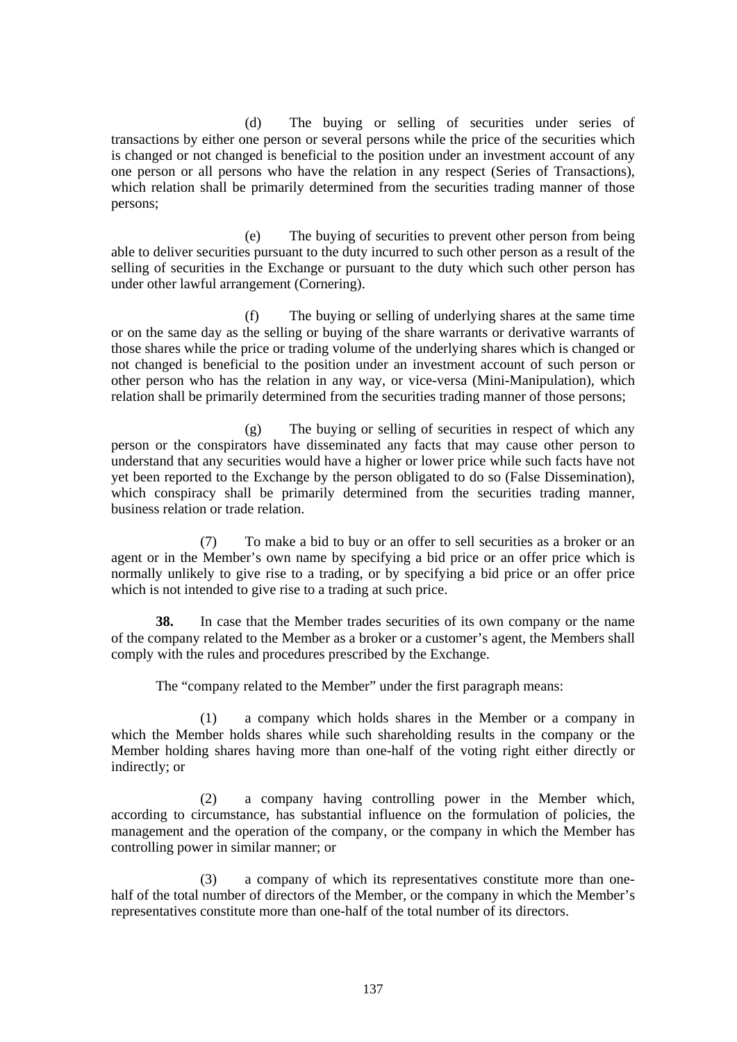(d) The buying or selling of securities under series of transactions by either one person or several persons while the price of the securities which is changed or not changed is beneficial to the position under an investment account of any one person or all persons who have the relation in any respect (Series of Transactions), which relation shall be primarily determined from the securities trading manner of those persons;

(e) The buying of securities to prevent other person from being able to deliver securities pursuant to the duty incurred to such other person as a result of the selling of securities in the Exchange or pursuant to the duty which such other person has under other lawful arrangement (Cornering).

(f) The buying or selling of underlying shares at the same time or on the same day as the selling or buying of the share warrants or derivative warrants of those shares while the price or trading volume of the underlying shares which is changed or not changed is beneficial to the position under an investment account of such person or other person who has the relation in any way, or vice-versa (Mini-Manipulation), which relation shall be primarily determined from the securities trading manner of those persons;

(g) The buying or selling of securities in respect of which any person or the conspirators have disseminated any facts that may cause other person to understand that any securities would have a higher or lower price while such facts have not yet been reported to the Exchange by the person obligated to do so (False Dissemination), which conspiracy shall be primarily determined from the securities trading manner, business relation or trade relation.

(7) To make a bid to buy or an offer to sell securities as a broker or an agent or in the Member's own name by specifying a bid price or an offer price which is normally unlikely to give rise to a trading, or by specifying a bid price or an offer price which is not intended to give rise to a trading at such price.

**38.** In case that the Member trades securities of its own company or the name of the company related to the Member as a broker or a customer's agent, the Members shall comply with the rules and procedures prescribed by the Exchange.

The "company related to the Member" under the first paragraph means:

(1) a company which holds shares in the Member or a company in which the Member holds shares while such shareholding results in the company or the Member holding shares having more than one-half of the voting right either directly or indirectly; or

(2) a company having controlling power in the Member which, according to circumstance, has substantial influence on the formulation of policies, the management and the operation of the company, or the company in which the Member has controlling power in similar manner; or

(3) a company of which its representatives constitute more than one-half of the total number of directors of the Member, or the company in which the Member's representatives constitute more than one-half of the total number of its directors.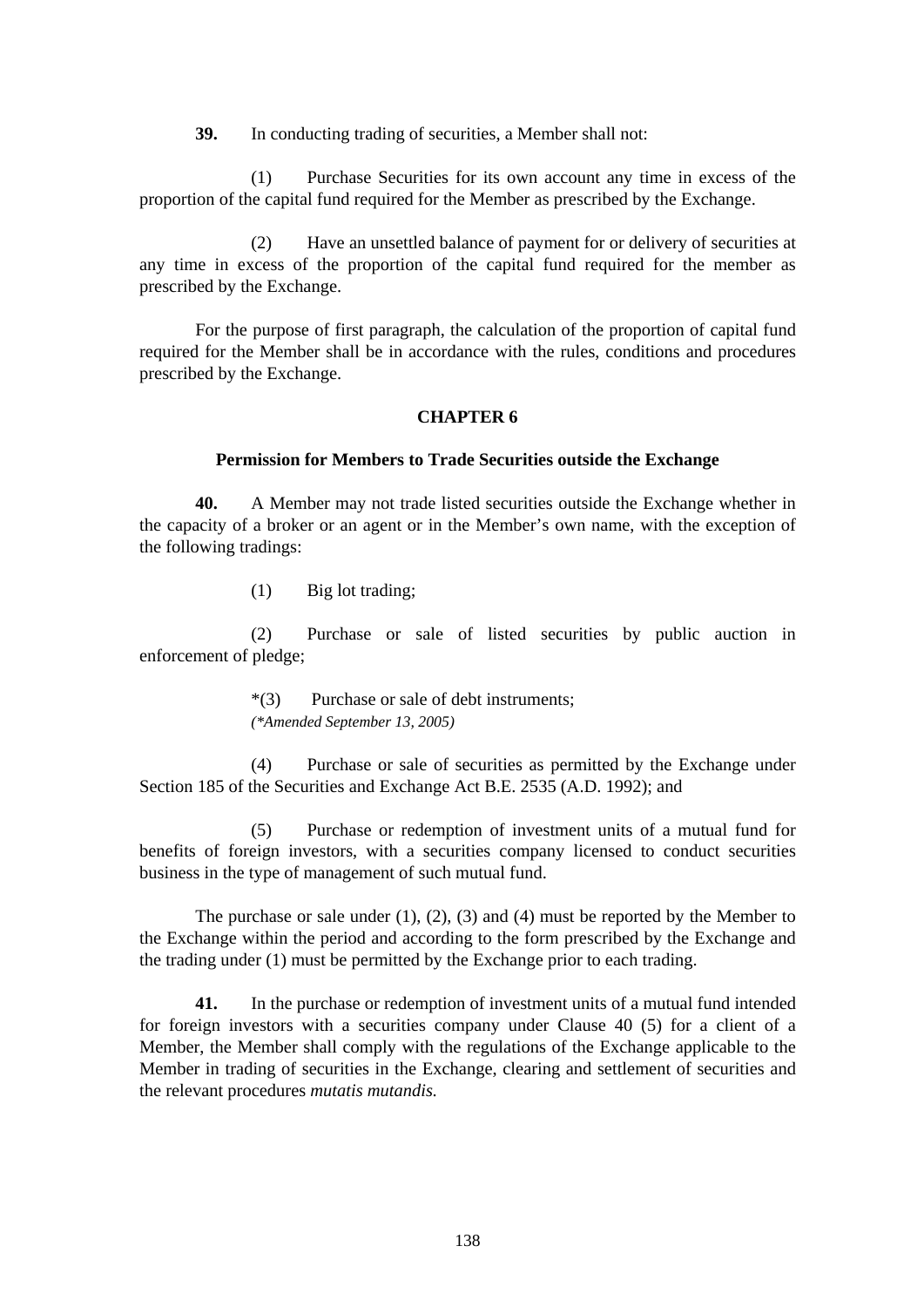**39.** In conducting trading of securities, a Member shall not:

(1) Purchase Securities for its own account any time in excess of the proportion of the capital fund required for the Member as prescribed by the Exchange.

(2) Have an unsettled balance of payment for or delivery of securities at any time in excess of the proportion of the capital fund required for the member as prescribed by the Exchange.

For the purpose of first paragraph, the calculation of the proportion of capital fund required for the Member shall be in accordance with the rules, conditions and procedures prescribed by the Exchange.

## CHAPTER 6

### Permission for Members to Trade Securities outside the Exchange

**40.** A Member may not trade listed securities outside the Exchange whether in the capacity of a broker or an agent or in the Member's own name, with the exception of the following tradings:

(1) Big lot trading;

(2) Purchase or sale of listed securities by public auction in enforcement of pledge;

*(3) Purchase or sale of debt instruments;
*(*Amended September 13, 2005)*

(4) Purchase or sale of securities as permitted by the Exchange under Section 185 of the Securities and Exchange Act B.E. 2535 (A.D. 1992); and

(5) Purchase or redemption of investment units of a mutual fund for benefits of foreign investors, with a securities company licensed to conduct securities business in the type of management of such mutual fund.

The purchase or sale under (1), (2), (3) and (4) must be reported by the Member to the Exchange within the period and according to the form prescribed by the Exchange and the trading under (1) must be permitted by the Exchange prior to each trading.

**41.** In the purchase or redemption of investment units of a mutual fund intended for foreign investors with a securities company under Clause 40 (5) for a client of a Member, the Member shall comply with the regulations of the Exchange applicable to the Member in trading of securities in the Exchange, clearing and settlement of securities and the relevant procedures *mutatis mutandis.*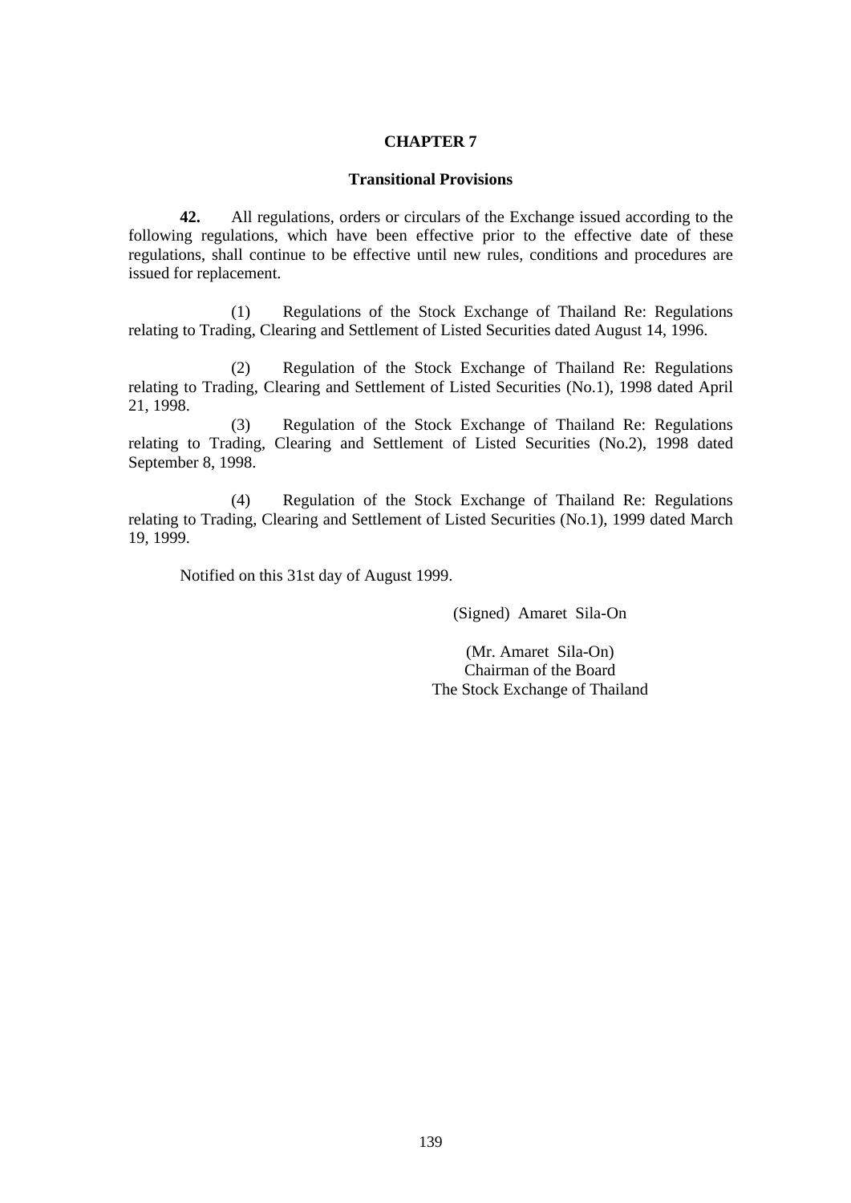## CHAPTER 7

### Transitional Provisions

**42.** All regulations, orders or circulars of the Exchange issued according to the following regulations, which have been effective prior to the effective date of these regulations, shall continue to be effective until new rules, conditions and procedures are issued for replacement.

(1) Regulations of the Stock Exchange of Thailand Re: Regulations relating to Trading, Clearing and Settlement of Listed Securities dated August 14, 1996.

(2) Regulation of the Stock Exchange of Thailand Re: Regulations relating to Trading, Clearing and Settlement of Listed Securities (No.1), 1998 dated April 21, 1998.

(3) Regulation of the Stock Exchange of Thailand Re: Regulations relating to Trading, Clearing and Settlement of Listed Securities (No.2), 1998 dated September 8, 1998.

(4) Regulation of the Stock Exchange of Thailand Re: Regulations relating to Trading, Clearing and Settlement of Listed Securities (No.1), 1999 dated March 19, 1999.

Notified on this 31st day of August 1999.

(Signed) Amaret Sila-On

(Mr. Amaret Sila-On)
Chairman of the Board
The Stock Exchange of Thailand